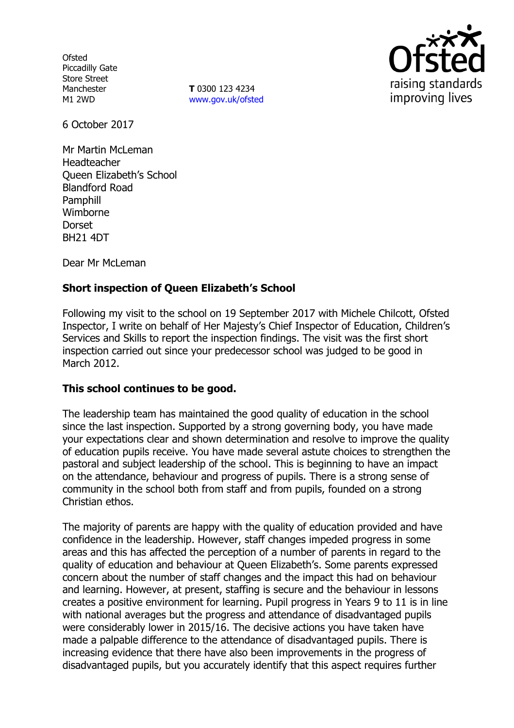Ofsted
Piccadilly Gate
Store Street
Manchester
M1 2WD

**T** 0300 123 4234
www.gov.uk/ofsted

6 October 2017

Mr Martin McLeman
Headteacher
Queen Elizabeth's School
Blandford Road
Pamphill
Wimborne
Dorset
BH21 4DT

Dear Mr McLeman

**Short inspection of Queen Elizabeth's School**

Following my visit to the school on 19 September 2017 with Michele Chilcott, Ofsted Inspector, I write on behalf of Her Majesty's Chief Inspector of Education, Children's Services and Skills to report the inspection findings. The visit was the first short inspection carried out since your predecessor school was judged to be good in March 2012.

**This school continues to be good.**

The leadership team has maintained the good quality of education in the school since the last inspection. Supported by a strong governing body, you have made your expectations clear and shown determination and resolve to improve the quality of education pupils receive. You have made several astute choices to strengthen the pastoral and subject leadership of the school. This is beginning to have an impact on the attendance, behaviour and progress of pupils. There is a strong sense of community in the school both from staff and from pupils, founded on a strong Christian ethos.

The majority of parents are happy with the quality of education provided and have confidence in the leadership. However, staff changes impeded progress in some areas and this has affected the perception of a number of parents in regard to the quality of education and behaviour at Queen Elizabeth's. Some parents expressed concern about the number of staff changes and the impact this had on behaviour and learning. However, at present, staffing is secure and the behaviour in lessons creates a positive environment for learning. Pupil progress in Years 9 to 11 is in line with national averages but the progress and attendance of disadvantaged pupils were considerably lower in 2015/16. The decisive actions you have taken have made a palpable difference to the attendance of disadvantaged pupils. There is increasing evidence that there have also been improvements in the progress of disadvantaged pupils, but you accurately identify that this aspect requires further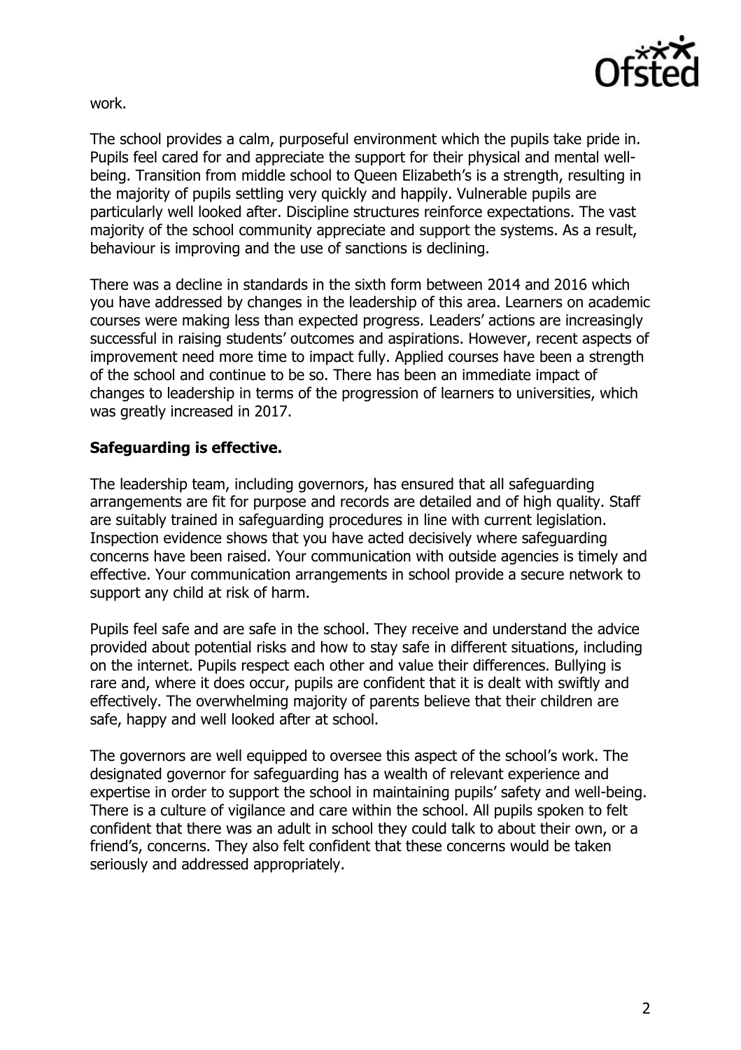work.

The school provides a calm, purposeful environment which the pupils take pride in. Pupils feel cared for and appreciate the support for their physical and mental well-being. Transition from middle school to Queen Elizabeth's is a strength, resulting in the majority of pupils settling very quickly and happily. Vulnerable pupils are particularly well looked after. Discipline structures reinforce expectations. The vast majority of the school community appreciate and support the systems. As a result, behaviour is improving and the use of sanctions is declining.

There was a decline in standards in the sixth form between 2014 and 2016 which you have addressed by changes in the leadership of this area. Learners on academic courses were making less than expected progress. Leaders' actions are increasingly successful in raising students' outcomes and aspirations. However, recent aspects of improvement need more time to impact fully. Applied courses have been a strength of the school and continue to be so. There has been an immediate impact of changes to leadership in terms of the progression of learners to universities, which was greatly increased in 2017.

**Safeguarding is effective.**

The leadership team, including governors, has ensured that all safeguarding arrangements are fit for purpose and records are detailed and of high quality. Staff are suitably trained in safeguarding procedures in line with current legislation. Inspection evidence shows that you have acted decisively where safeguarding concerns have been raised. Your communication with outside agencies is timely and effective. Your communication arrangements in school provide a secure network to support any child at risk of harm.

Pupils feel safe and are safe in the school. They receive and understand the advice provided about potential risks and how to stay safe in different situations, including on the internet. Pupils respect each other and value their differences. Bullying is rare and, where it does occur, pupils are confident that it is dealt with swiftly and effectively. The overwhelming majority of parents believe that their children are safe, happy and well looked after at school.

The governors are well equipped to oversee this aspect of the school's work. The designated governor for safeguarding has a wealth of relevant experience and expertise in order to support the school in maintaining pupils' safety and well-being. There is a culture of vigilance and care within the school. All pupils spoken to felt confident that there was an adult in school they could talk to about their own, or a friend's, concerns. They also felt confident that these concerns would be taken seriously and addressed appropriately.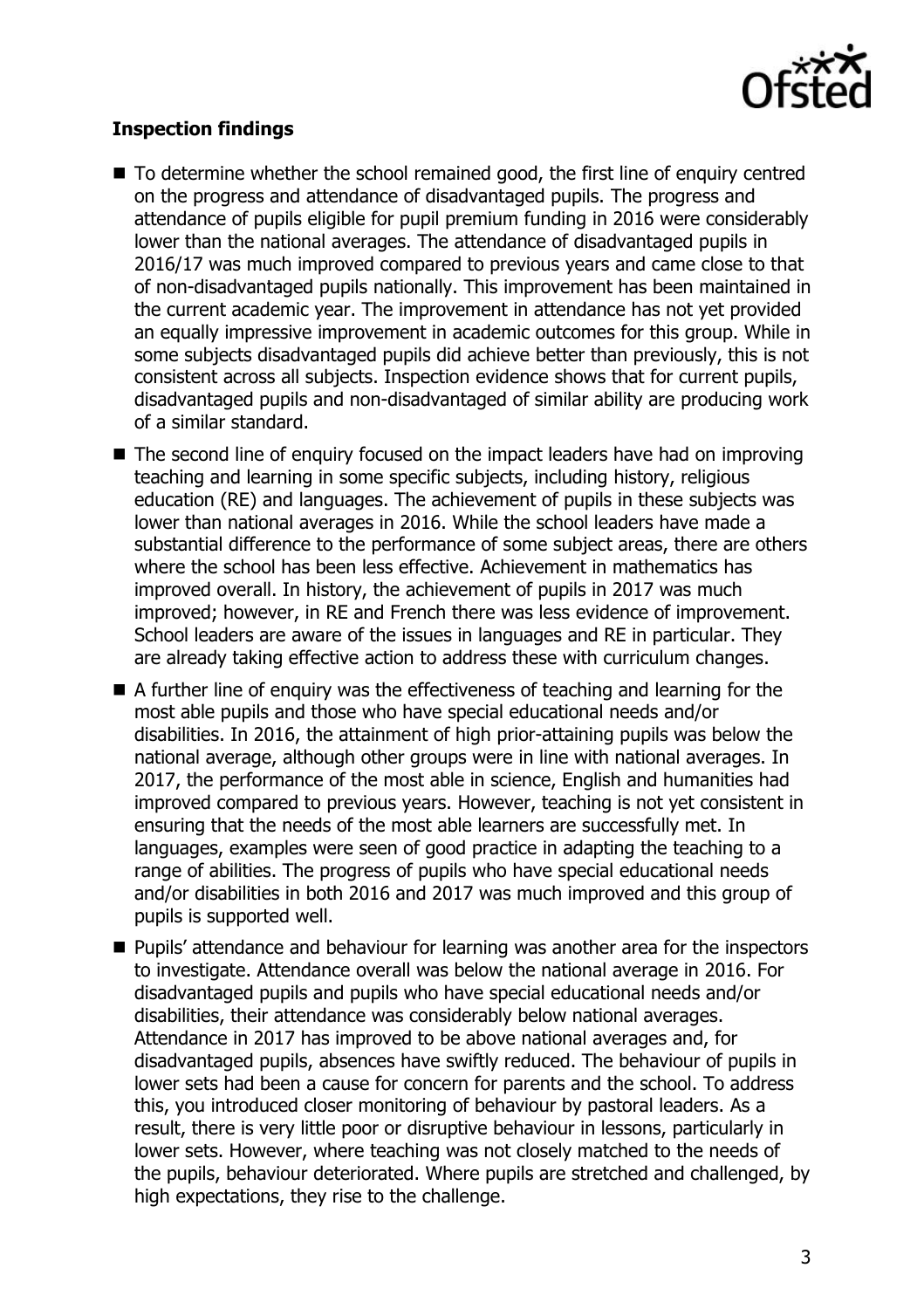**Inspection findings**

- To determine whether the school remained good, the first line of enquiry centred on the progress and attendance of disadvantaged pupils. The progress and attendance of pupils eligible for pupil premium funding in 2016 were considerably lower than the national averages. The attendance of disadvantaged pupils in 2016/17 was much improved compared to previous years and came close to that of non-disadvantaged pupils nationally. This improvement has been maintained in the current academic year. The improvement in attendance has not yet provided an equally impressive improvement in academic outcomes for this group. While in some subjects disadvantaged pupils did achieve better than previously, this is not consistent across all subjects. Inspection evidence shows that for current pupils, disadvantaged pupils and non-disadvantaged of similar ability are producing work of a similar standard.
- The second line of enquiry focused on the impact leaders have had on improving teaching and learning in some specific subjects, including history, religious education (RE) and languages. The achievement of pupils in these subjects was lower than national averages in 2016. While the school leaders have made a substantial difference to the performance of some subject areas, there are others where the school has been less effective. Achievement in mathematics has improved overall. In history, the achievement of pupils in 2017 was much improved; however, in RE and French there was less evidence of improvement. School leaders are aware of the issues in languages and RE in particular. They are already taking effective action to address these with curriculum changes.
- A further line of enquiry was the effectiveness of teaching and learning for the most able pupils and those who have special educational needs and/or disabilities. In 2016, the attainment of high prior-attaining pupils was below the national average, although other groups were in line with national averages. In 2017, the performance of the most able in science, English and humanities had improved compared to previous years. However, teaching is not yet consistent in ensuring that the needs of the most able learners are successfully met. In languages, examples were seen of good practice in adapting the teaching to a range of abilities. The progress of pupils who have special educational needs and/or disabilities in both 2016 and 2017 was much improved and this group of pupils is supported well.
- Pupils' attendance and behaviour for learning was another area for the inspectors to investigate. Attendance overall was below the national average in 2016. For disadvantaged pupils and pupils who have special educational needs and/or disabilities, their attendance was considerably below national averages. Attendance in 2017 has improved to be above national averages and, for disadvantaged pupils, absences have swiftly reduced. The behaviour of pupils in lower sets had been a cause for concern for parents and the school. To address this, you introduced closer monitoring of behaviour by pastoral leaders. As a result, there is very little poor or disruptive behaviour in lessons, particularly in lower sets. However, where teaching was not closely matched to the needs of the pupils, behaviour deteriorated. Where pupils are stretched and challenged, by high expectations, they rise to the challenge.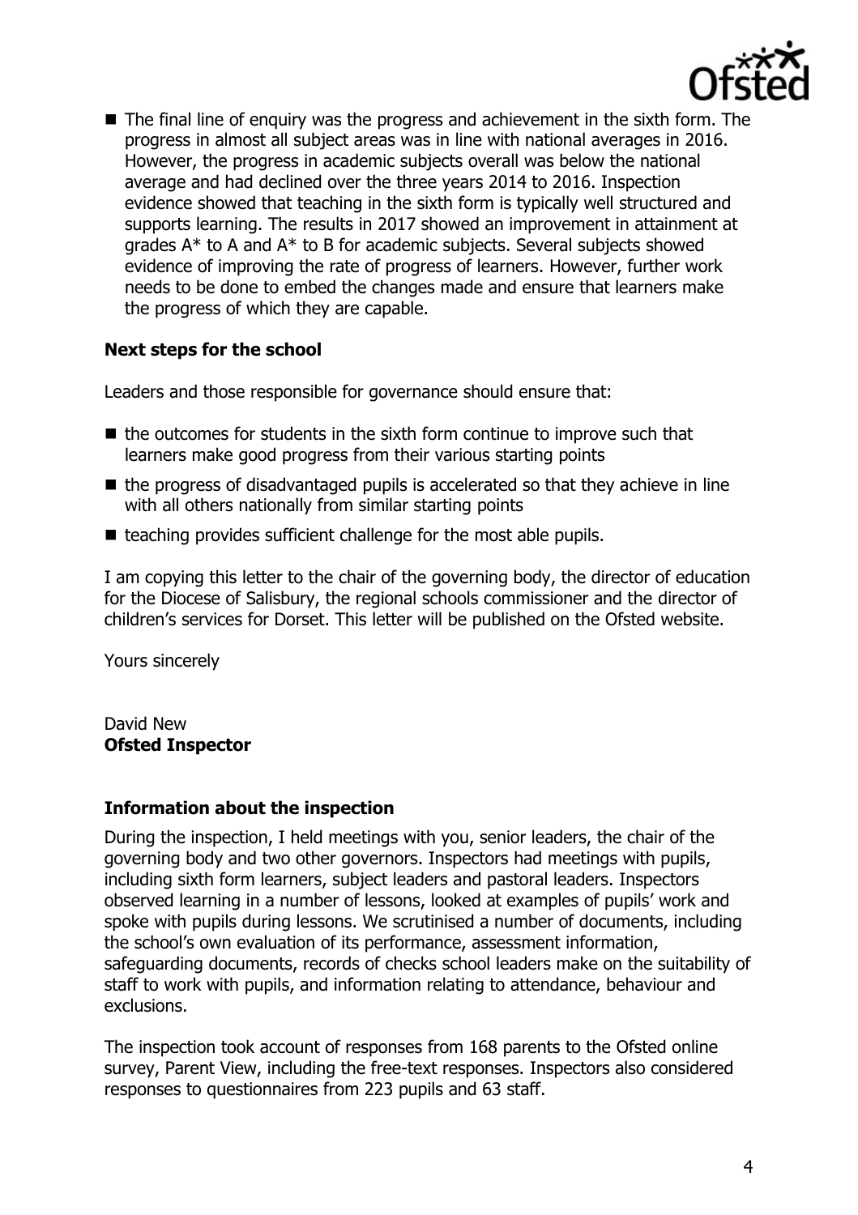- The final line of enquiry was the progress and achievement in the sixth form. The progress in almost all subject areas was in line with national averages in 2016. However, the progress in academic subjects overall was below the national average and had declined over the three years 2014 to 2016. Inspection evidence showed that teaching in the sixth form is typically well structured and supports learning. The results in 2017 showed an improvement in attainment at grades A* to A and A* to B for academic subjects. Several subjects showed evidence of improving the rate of progress of learners. However, further work needs to be done to embed the changes made and ensure that learners make the progress of which they are capable.

### Next steps for the school

Leaders and those responsible for governance should ensure that:

- the outcomes for students in the sixth form continue to improve such that learners make good progress from their various starting points
- the progress of disadvantaged pupils is accelerated so that they achieve in line with all others nationally from similar starting points
- teaching provides sufficient challenge for the most able pupils.

I am copying this letter to the chair of the governing body, the director of education for the Diocese of Salisbury, the regional schools commissioner and the director of children's services for Dorset. This letter will be published on the Ofsted website.

Yours sincerely

David New
**Ofsted Inspector**

### Information about the inspection

During the inspection, I held meetings with you, senior leaders, the chair of the governing body and two other governors. Inspectors had meetings with pupils, including sixth form learners, subject leaders and pastoral leaders. Inspectors observed learning in a number of lessons, looked at examples of pupils' work and spoke with pupils during lessons. We scrutinised a number of documents, including the school's own evaluation of its performance, assessment information, safeguarding documents, records of checks school leaders make on the suitability of staff to work with pupils, and information relating to attendance, behaviour and exclusions.

The inspection took account of responses from 168 parents to the Ofsted online survey, Parent View, including the free-text responses. Inspectors also considered responses to questionnaires from 223 pupils and 63 staff.